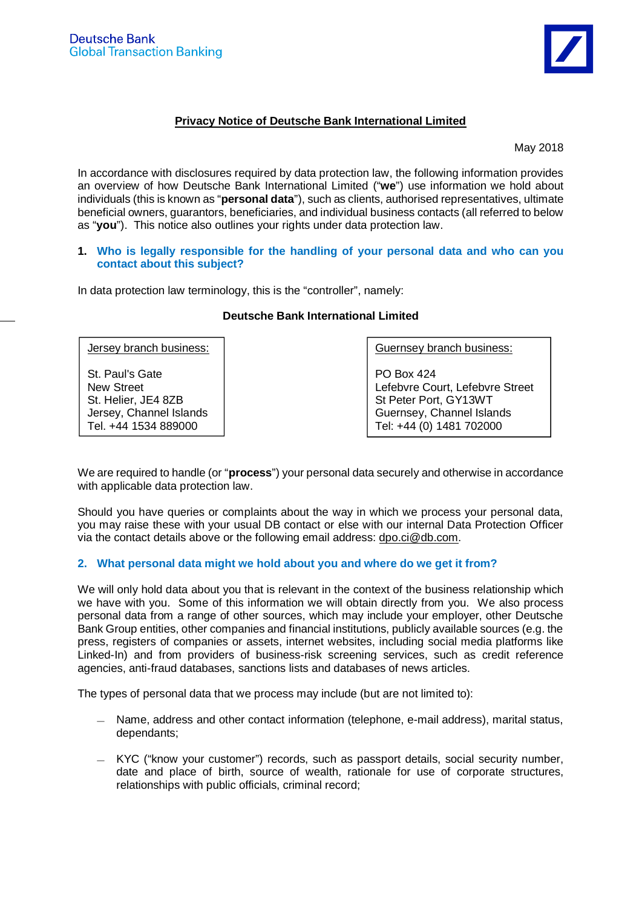Deutsche Bank
Global Transaction Banking

# Privacy Notice of Deutsche Bank International Limited

May 2018

In accordance with disclosures required by data protection law, the following information provides an overview of how Deutsche Bank International Limited ("**we**") use information we hold about individuals (this is known as "**personal data**"), such as clients, authorised representatives, ultimate beneficial owners, guarantors, beneficiaries, and individual business contacts (all referred to below as "**you**"). This notice also outlines your rights under data protection law.

## 1. Who is legally responsible for the handling of your personal data and who can you contact about this subject?

In data protection law terminology, this is the "controller", namely:

**Deutsche Bank International Limited**

| Jersey branch business: | Guernsey branch business: |
|---|---|
| St. Paul's Gate<br>New Street<br>St. Helier, JE4 8ZB<br>Jersey, Channel Islands<br>Tel. +44 1534 889000 | PO Box 424<br>Lefebvre Court, Lefebvre Street<br>St Peter Port, GY13WT<br>Guernsey, Channel Islands<br>Tel: +44 (0) 1481 702000 |

We are required to handle (or "**process**") your personal data securely and otherwise in accordance with applicable data protection law.

Should you have queries or complaints about the way in which we process your personal data, you may raise these with your usual DB contact or else with our internal Data Protection Officer via the contact details above or the following email address: dpo.ci@db.com.

## 2. What personal data might we hold about you and where do we get it from?

We will only hold data about you that is relevant in the context of the business relationship which we have with you. Some of this information we will obtain directly from you. We also process personal data from a range of other sources, which may include your employer, other Deutsche Bank Group entities, other companies and financial institutions, publicly available sources (e.g. the press, registers of companies or assets, internet websites, including social media platforms like Linked-In) and from providers of business-risk screening services, such as credit reference agencies, anti-fraud databases, sanctions lists and databases of news articles.

The types of personal data that we process may include (but are not limited to):

- Name, address and other contact information (telephone, e-mail address), marital status, dependants;
- KYC ("know your customer") records, such as passport details, social security number, date and place of birth, source of wealth, rationale for use of corporate structures, relationships with public officials, criminal record;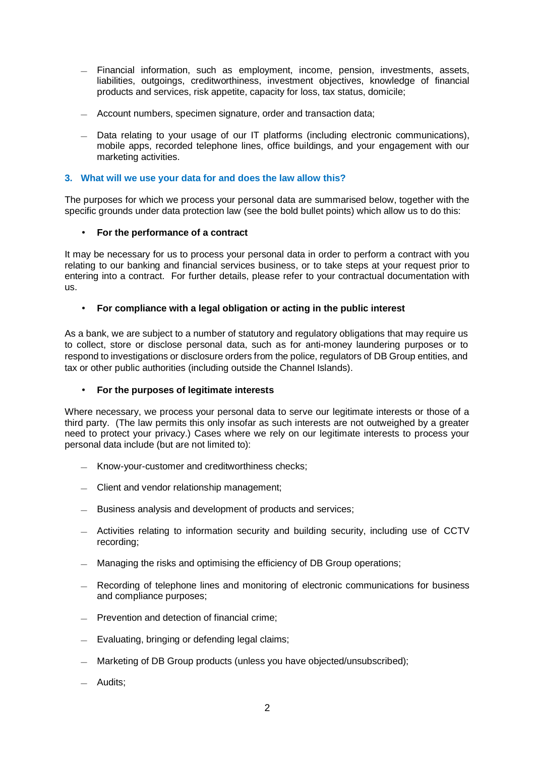- Financial information, such as employment, income, pension, investments, assets, liabilities, outgoings, creditworthiness, investment objectives, knowledge of financial products and services, risk appetite, capacity for loss, tax status, domicile;

- Account numbers, specimen signature, order and transaction data;

- Data relating to your usage of our IT platforms (including electronic communications), mobile apps, recorded telephone lines, office buildings, and your engagement with our marketing activities.

## 3. What will we use your data for and does the law allow this?

The purposes for which we process your personal data are summarised below, together with the specific grounds under data protection law (see the bold bullet points) which allow us to do this:

- **For the performance of a contract**

It may be necessary for us to process your personal data in order to perform a contract with you relating to our banking and financial services business, or to take steps at your request prior to entering into a contract. For further details, please refer to your contractual documentation with us.

- **For compliance with a legal obligation or acting in the public interest**

As a bank, we are subject to a number of statutory and regulatory obligations that may require us to collect, store or disclose personal data, such as for anti-money laundering purposes or to respond to investigations or disclosure orders from the police, regulators of DB Group entities, and tax or other public authorities (including outside the Channel Islands).

- **For the purposes of legitimate interests**

Where necessary, we process your personal data to serve our legitimate interests or those of a third party. (The law permits this only insofar as such interests are not outweighed by a greater need to protect your privacy.) Cases where we rely on our legitimate interests to process your personal data include (but are not limited to):

- Know-your-customer and creditworthiness checks;

- Client and vendor relationship management;

- Business analysis and development of products and services;

- Activities relating to information security and building security, including use of CCTV recording;

- Managing the risks and optimising the efficiency of DB Group operations;

- Recording of telephone lines and monitoring of electronic communications for business and compliance purposes;

- Prevention and detection of financial crime;

- Evaluating, bringing or defending legal claims;

- Marketing of DB Group products (unless you have objected/unsubscribed);

- Audits;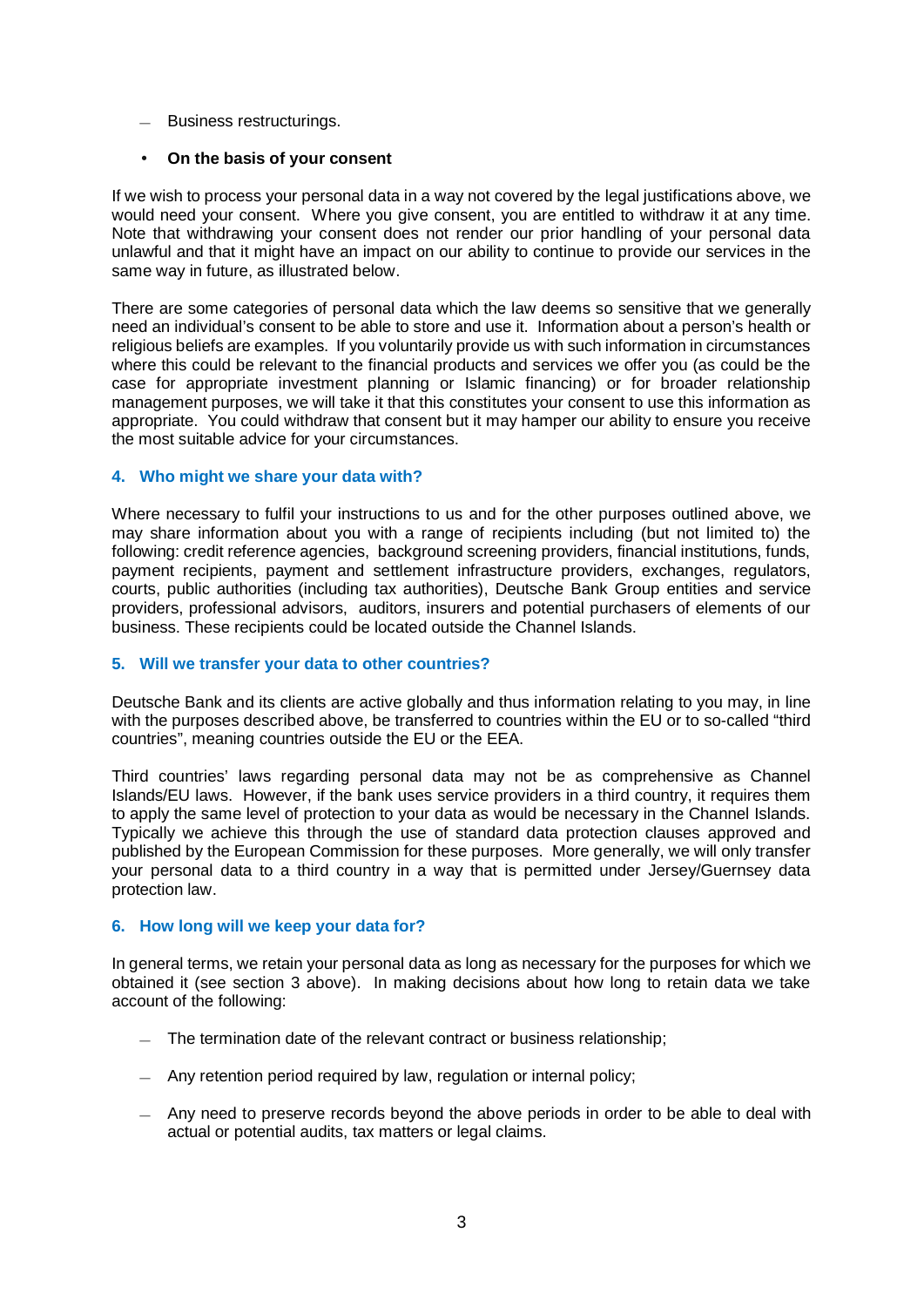- Business restructurings.

- **On the basis of your consent**

If we wish to process your personal data in a way not covered by the legal justifications above, we would need your consent. Where you give consent, you are entitled to withdraw it at any time. Note that withdrawing your consent does not render our prior handling of your personal data unlawful and that it might have an impact on our ability to continue to provide our services in the same way in future, as illustrated below.

There are some categories of personal data which the law deems so sensitive that we generally need an individual's consent to be able to store and use it. Information about a person's health or religious beliefs are examples. If you voluntarily provide us with such information in circumstances where this could be relevant to the financial products and services we offer you (as could be the case for appropriate investment planning or Islamic financing) or for broader relationship management purposes, we will take it that this constitutes your consent to use this information as appropriate. You could withdraw that consent but it may hamper our ability to ensure you receive the most suitable advice for your circumstances.

## 4. Who might we share your data with?

Where necessary to fulfil your instructions to us and for the other purposes outlined above, we may share information about you with a range of recipients including (but not limited to) the following: credit reference agencies, background screening providers, financial institutions, funds, payment recipients, payment and settlement infrastructure providers, exchanges, regulators, courts, public authorities (including tax authorities), Deutsche Bank Group entities and service providers, professional advisors, auditors, insurers and potential purchasers of elements of our business. These recipients could be located outside the Channel Islands.

## 5. Will we transfer your data to other countries?

Deutsche Bank and its clients are active globally and thus information relating to you may, in line with the purposes described above, be transferred to countries within the EU or to so-called "third countries", meaning countries outside the EU or the EEA.

Third countries' laws regarding personal data may not be as comprehensive as Channel Islands/EU laws. However, if the bank uses service providers in a third country, it requires them to apply the same level of protection to your data as would be necessary in the Channel Islands. Typically we achieve this through the use of standard data protection clauses approved and published by the European Commission for these purposes. More generally, we will only transfer your personal data to a third country in a way that is permitted under Jersey/Guernsey data protection law.

## 6. How long will we keep your data for?

In general terms, we retain your personal data as long as necessary for the purposes for which we obtained it (see section 3 above). In making decisions about how long to retain data we take account of the following:

- The termination date of the relevant contract or business relationship;

- Any retention period required by law, regulation or internal policy;

- Any need to preserve records beyond the above periods in order to be able to deal with actual or potential audits, tax matters or legal claims.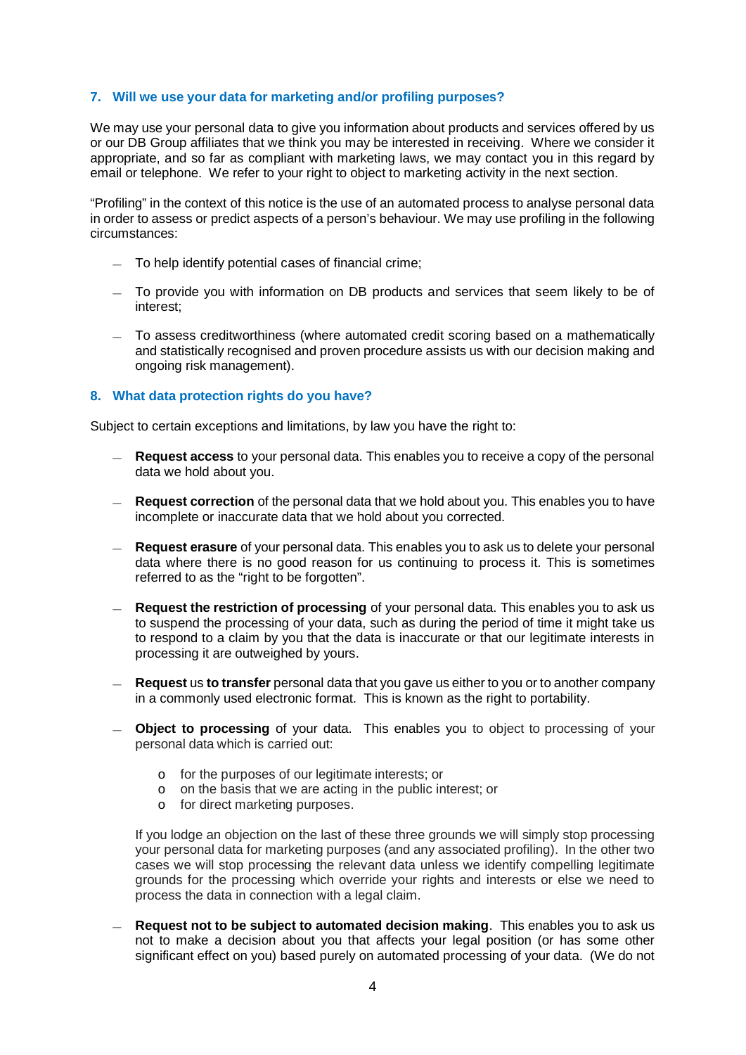## 7. Will we use your data for marketing and/or profiling purposes?

We may use your personal data to give you information about products and services offered by us or our DB Group affiliates that we think you may be interested in receiving. Where we consider it appropriate, and so far as compliant with marketing laws, we may contact you in this regard by email or telephone. We refer to your right to object to marketing activity in the next section.

"Profiling" in the context of this notice is the use of an automated process to analyse personal data in order to assess or predict aspects of a person's behaviour. We may use profiling in the following circumstances:

- To help identify potential cases of financial crime;
- To provide you with information on DB products and services that seem likely to be of interest;
- To assess creditworthiness (where automated credit scoring based on a mathematically and statistically recognised and proven procedure assists us with our decision making and ongoing risk management).

## 8. What data protection rights do you have?

Subject to certain exceptions and limitations, by law you have the right to:

- **Request access** to your personal data. This enables you to receive a copy of the personal data we hold about you.
- **Request correction** of the personal data that we hold about you. This enables you to have incomplete or inaccurate data that we hold about you corrected.
- **Request erasure** of your personal data. This enables you to ask us to delete your personal data where there is no good reason for us continuing to process it. This is sometimes referred to as the "right to be forgotten".
- **Request the restriction of processing** of your personal data. This enables you to ask us to suspend the processing of your data, such as during the period of time it might take us to respond to a claim by you that the data is inaccurate or that our legitimate interests in processing it are outweighed by yours.
- **Request** us **to transfer** personal data that you gave us either to you or to another company in a commonly used electronic format. This is known as the right to portability.
- **Object to processing** of your data. This enables you to object to processing of your personal data which is carried out:
  - for the purposes of our legitimate interests; or
  - on the basis that we are acting in the public interest; or
  - for direct marketing purposes.

  If you lodge an objection on the last of these three grounds we will simply stop processing your personal data for marketing purposes (and any associated profiling). In the other two cases we will stop processing the relevant data unless we identify compelling legitimate grounds for the processing which override your rights and interests or else we need to process the data in connection with a legal claim.
- **Request not to be subject to automated decision making**. This enables you to ask us not to make a decision about you that affects your legal position (or has some other significant effect on you) based purely on automated processing of your data. (We do not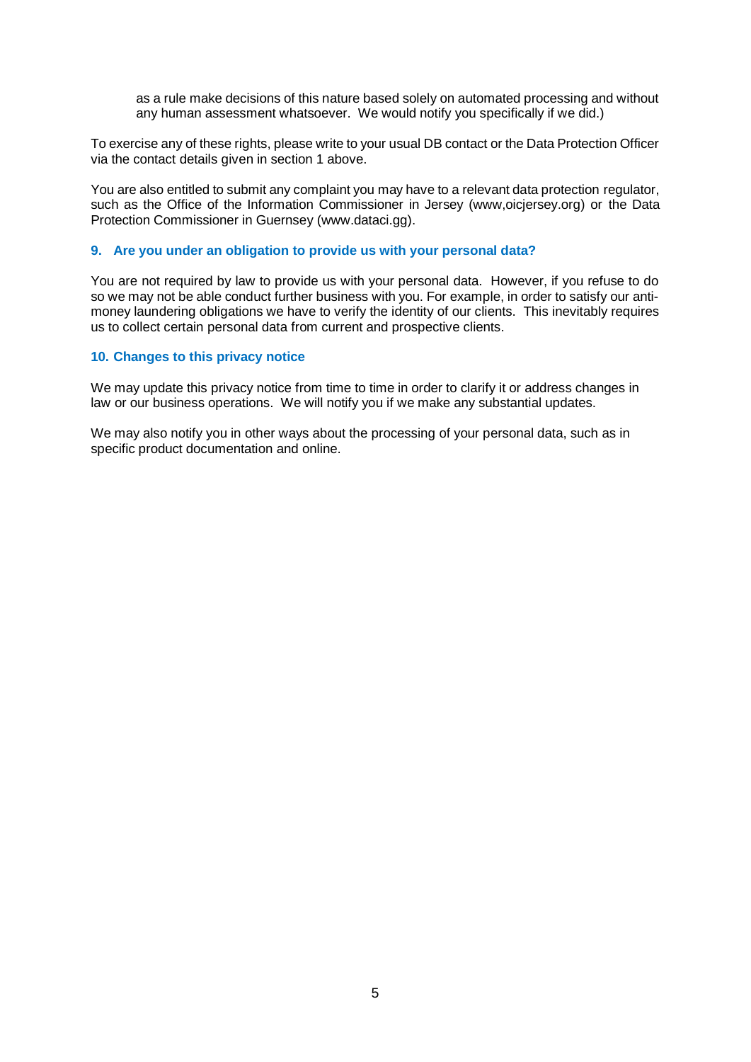as a rule make decisions of this nature based solely on automated processing and without any human assessment whatsoever. We would notify you specifically if we did.)

To exercise any of these rights, please write to your usual DB contact or the Data Protection Officer via the contact details given in section 1 above.

You are also entitled to submit any complaint you may have to a relevant data protection regulator, such as the Office of the Information Commissioner in Jersey (www,oicjersey.org) or the Data Protection Commissioner in Guernsey (www.dataci.gg).

## 9. Are you under an obligation to provide us with your personal data?

You are not required by law to provide us with your personal data. However, if you refuse to do so we may not be able conduct further business with you. For example, in order to satisfy our anti-money laundering obligations we have to verify the identity of our clients. This inevitably requires us to collect certain personal data from current and prospective clients.

## 10. Changes to this privacy notice

We may update this privacy notice from time to time in order to clarify it or address changes in law or our business operations. We will notify you if we make any substantial updates.

We may also notify you in other ways about the processing of your personal data, such as in specific product documentation and online.